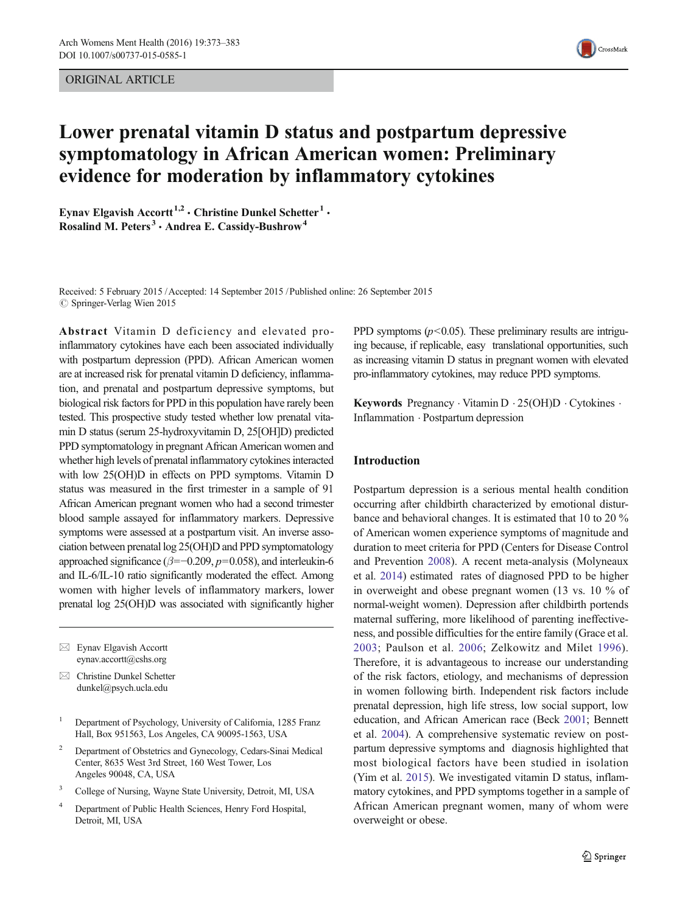ORIGINAL ARTICLE

# Lower prenatal vitamin D status and postpartum depressive symptomatology in African American women: Preliminary evidence for moderation by inflammatory cytokines

Eynav Elgavish Accortt[1,2] · Christine Dunkel Schetter[1] · Rosalind M. Peters[3] · Andrea E. Cassidy-Bushrow[4]

Received: 5 February 2015 / Accepted: 14 September 2015 / Published online: 26 September 2015
© Springer-Verlag Wien 2015

**Abstract** Vitamin D deficiency and elevated pro-inflammatory cytokines have each been associated individually with postpartum depression (PPD). African American women are at increased risk for prenatal vitamin D deficiency, inflammation, and prenatal and postpartum depressive symptoms, but biological risk factors for PPD in this population have rarely been tested. This prospective study tested whether low prenatal vitamin D status (serum 25-hydroxyvitamin D, 25[OH]D) predicted PPD symptomatology in pregnant African American women and whether high levels of prenatal inflammatory cytokines interacted with low 25(OH)D in effects on PPD symptoms. Vitamin D status was measured in the first trimester in a sample of 91 African American pregnant women who had a second trimester blood sample assayed for inflammatory markers. Depressive symptoms were assessed at a postpartum visit. An inverse association between prenatal log 25(OH)D and PPD symptomatology approached significance ($\beta = -0.209$, $p = 0.058$), and interleukin-6 and IL-6/IL-10 ratio significantly moderated the effect. Among women with higher levels of inflammatory markers, lower prenatal log 25(OH)D was associated with significantly higher PPD symptoms ($p < 0.05$). These preliminary results are intriguing because, if replicable, easy translational opportunities, such as increasing vitamin D status in pregnant women with elevated pro-inflammatory cytokines, may reduce PPD symptoms.

**Keywords** Pregnancy · Vitamin D · 25(OH)D · Cytokines · Inflammation · Postpartum depression

✉ Eynav Elgavish Accortt
eynav.accortt@cshs.org

✉ Christine Dunkel Schetter
dunkel@psych.ucla.edu

[1] Department of Psychology, University of California, 1285 Franz Hall, Box 951563, Los Angeles, CA 90095-1563, USA

[2] Department of Obstetrics and Gynecology, Cedars-Sinai Medical Center, 8635 West 3rd Street, 160 West Tower, Los Angeles 90048, CA, USA

[3] College of Nursing, Wayne State University, Detroit, MI, USA

[4] Department of Public Health Sciences, Henry Ford Hospital, Detroit, MI, USA

## Introduction

Postpartum depression is a serious mental health condition occurring after childbirth characterized by emotional disturbance and behavioral changes. It is estimated that 10 to 20 % of American women experience symptoms of magnitude and duration to meet criteria for PPD (Centers for Disease Control and Prevention 2008). A recent meta-analysis (Molyneaux et al. 2014) estimated rates of diagnosed PPD to be higher in overweight and obese pregnant women (13 vs. 10 % of normal-weight women). Depression after childbirth portends maternal suffering, more likelihood of parenting ineffectiveness, and possible difficulties for the entire family (Grace et al. 2003; Paulson et al. 2006; Zelkowitz and Milet 1996). Therefore, it is advantageous to increase our understanding of the risk factors, etiology, and mechanisms of depression in women following birth. Independent risk factors include prenatal depression, high life stress, low social support, low education, and African American race (Beck 2001; Bennett et al. 2004). A comprehensive systematic review on postpartum depressive symptoms and diagnosis highlighted that most biological factors have been studied in isolation (Yim et al. 2015). We investigated vitamin D status, inflammatory cytokines, and PPD symptoms together in a sample of African American pregnant women, many of whom were overweight or obese.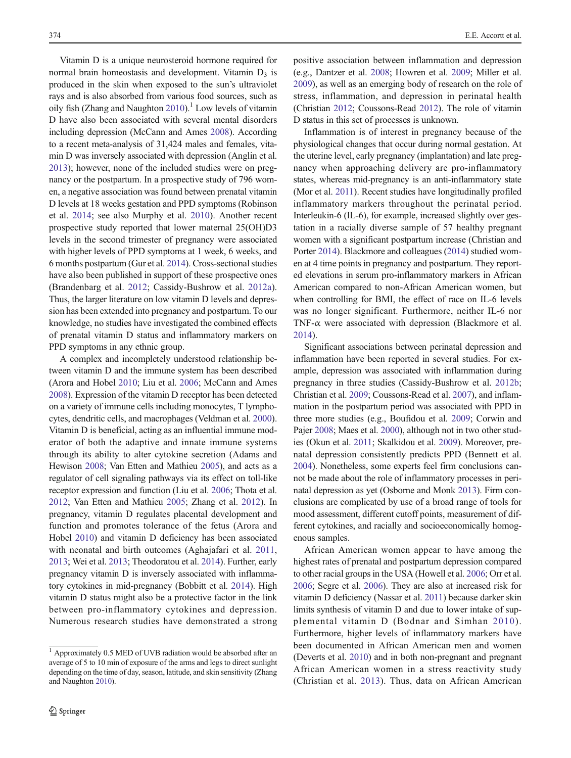Vitamin D is a unique neurosteroid hormone required for normal brain homeostasis and development. Vitamin $D_3$ is produced in the skin when exposed to the sun's ultraviolet rays and is also absorbed from various food sources, such as oily fish (Zhang and Naughton 2010).[1] Low levels of vitamin D have also been associated with several mental disorders including depression (McCann and Ames 2008). According to a recent meta-analysis of 31,424 males and females, vitamin D was inversely associated with depression (Anglin et al. 2013); however, none of the included studies were on pregnancy or the postpartum. In a prospective study of 796 women, a negative association was found between prenatal vitamin D levels at 18 weeks gestation and PPD symptoms (Robinson et al. 2014; see also Murphy et al. 2010). Another recent prospective study reported that lower maternal 25(OH)D3 levels in the second trimester of pregnancy were associated with higher levels of PPD symptoms at 1 week, 6 weeks, and 6 months postpartum (Gur et al. 2014). Cross-sectional studies have also been published in support of these prospective ones (Brandenbarg et al. 2012; Cassidy-Bushrow et al. 2012a). Thus, the larger literature on low vitamin D levels and depression has been extended into pregnancy and postpartum. To our knowledge, no studies have investigated the combined effects of prenatal vitamin D status and inflammatory markers on PPD symptoms in any ethnic group.

A complex and incompletely understood relationship between vitamin D and the immune system has been described (Arora and Hobel 2010; Liu et al. 2006; McCann and Ames 2008). Expression of the vitamin D receptor has been detected on a variety of immune cells including monocytes, T lymphocytes, dendritic cells, and macrophages (Veldman et al. 2000). Vitamin D is beneficial, acting as an influential immune moderator of both the adaptive and innate immune systems through its ability to alter cytokine secretion (Adams and Hewison 2008; Van Etten and Mathieu 2005), and acts as a regulator of cell signaling pathways via its effect on toll-like receptor expression and function (Liu et al. 2006; Thota et al. 2012; Van Etten and Mathieu 2005; Zhang et al. 2012). In pregnancy, vitamin D regulates placental development and function and promotes tolerance of the fetus (Arora and Hobel 2010) and vitamin D deficiency has been associated with neonatal and birth outcomes (Aghajafari et al. 2011, 2013; Wei et al. 2013; Theodoratou et al. 2014). Further, early pregnancy vitamin D is inversely associated with inflammatory cytokines in mid-pregnancy (Bobbitt et al. 2014). High vitamin D status might also be a protective factor in the link between pro-inflammatory cytokines and depression. Numerous research studies have demonstrated a strong positive association between inflammation and depression (e.g., Dantzer et al. 2008; Howren et al. 2009; Miller et al. 2009), as well as an emerging body of research on the role of stress, inflammation, and depression in perinatal health (Christian 2012; Coussons-Read 2012). The role of vitamin D status in this set of processes is unknown.

Inflammation is of interest in pregnancy because of the physiological changes that occur during normal gestation. At the uterine level, early pregnancy (implantation) and late pregnancy when approaching delivery are pro-inflammatory states, whereas mid-pregnancy is an anti-inflammatory state (Mor et al. 2011). Recent studies have longitudinally profiled inflammatory markers throughout the perinatal period. Interleukin-6 (IL-6), for example, increased slightly over gestation in a racially diverse sample of 57 healthy pregnant women with a significant postpartum increase (Christian and Porter 2014). Blackmore and colleagues (2014) studied women at 4 time points in pregnancy and postpartum. They reported elevations in serum pro-inflammatory markers in African American compared to non-African American women, but when controlling for BMI, the effect of race on IL-6 levels was no longer significant. Furthermore, neither IL-6 nor TNF-α were associated with depression (Blackmore et al. 2014).

Significant associations between perinatal depression and inflammation have been reported in several studies. For example, depression was associated with inflammation during pregnancy in three studies (Cassidy-Bushrow et al. 2012b; Christian et al. 2009; Coussons-Read et al. 2007), and inflammation in the postpartum period was associated with PPD in three more studies (e.g., Boufidou et al. 2009; Corwin and Pajer 2008; Maes et al. 2000), although not in two other studies (Okun et al. 2011; Skalkidou et al. 2009). Moreover, prenatal depression consistently predicts PPD (Bennett et al. 2004). Nonetheless, some experts feel firm conclusions cannot be made about the role of inflammatory processes in perinatal depression as yet (Osborne and Monk 2013). Firm conclusions are complicated by use of a broad range of tools for mood assessment, different cutoff points, measurement of different cytokines, and racially and socioeconomically homogenous samples.

African American women appear to have among the highest rates of prenatal and postpartum depression compared to other racial groups in the USA (Howell et al. 2006; Orr et al. 2006; Segre et al. 2006). They are also at increased risk for vitamin D deficiency (Nassar et al. 2011) because darker skin limits synthesis of vitamin D and due to lower intake of supplemental vitamin D (Bodnar and Simhan 2010). Furthermore, higher levels of inflammatory markers have been documented in African American men and women (Deverts et al. 2010) and in both non-pregnant and pregnant African American women in a stress reactivity study (Christian et al. 2013). Thus, data on African American

[1] Approximately 0.5 MED of UVB radiation would be absorbed after an average of 5 to 10 min of exposure of the arms and legs to direct sunlight depending on the time of day, season, latitude, and skin sensitivity (Zhang and Naughton 2010).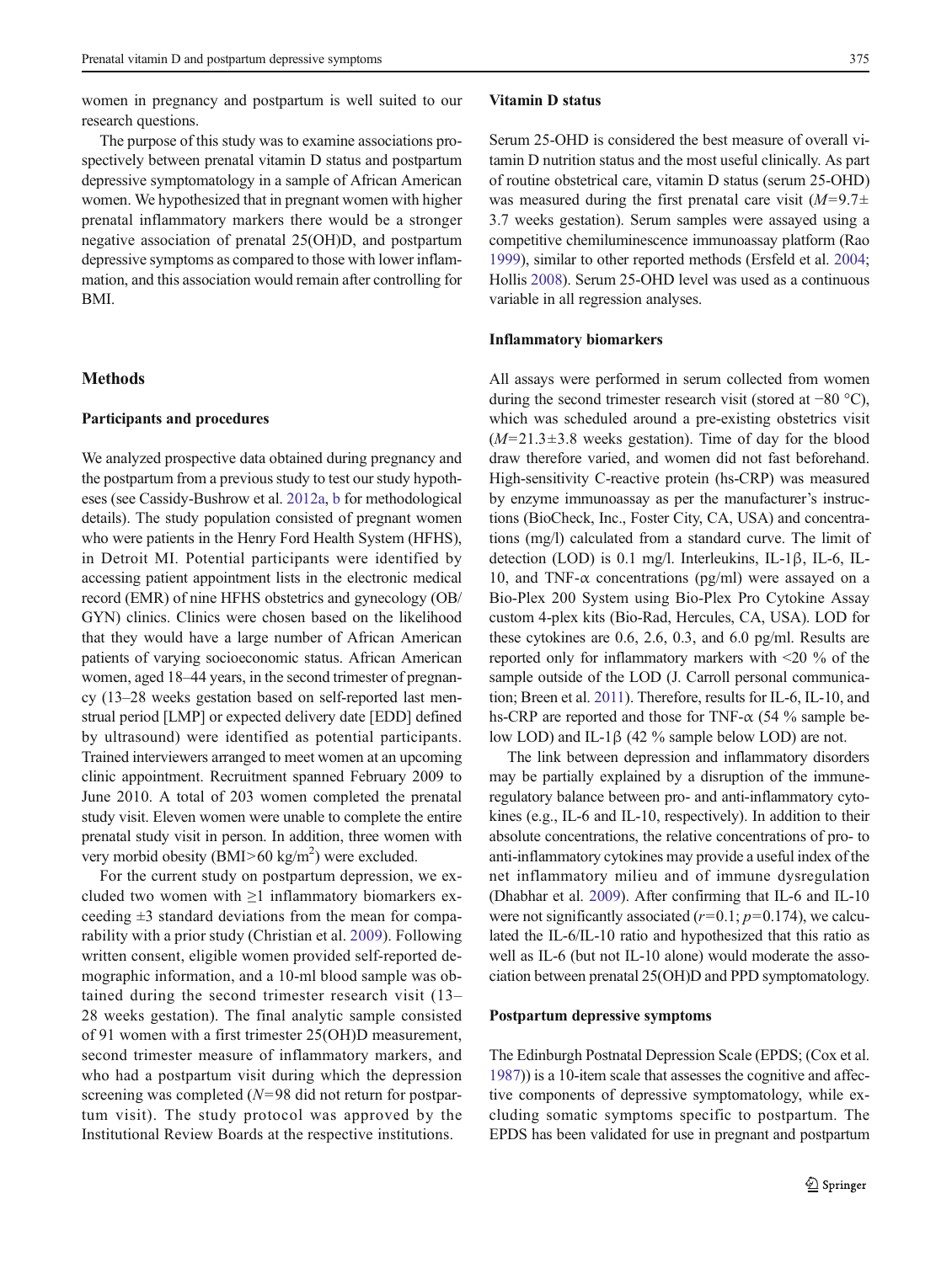women in pregnancy and postpartum is well suited to our research questions.

The purpose of this study was to examine associations prospectively between prenatal vitamin D status and postpartum depressive symptomatology in a sample of African American women. We hypothesized that in pregnant women with higher prenatal inflammatory markers there would be a stronger negative association of prenatal 25(OH)D, and postpartum depressive symptoms as compared to those with lower inflammation, and this association would remain after controlling for BMI.

## Methods

### Participants and procedures

We analyzed prospective data obtained during pregnancy and the postpartum from a previous study to test our study hypotheses (see Cassidy-Bushrow et al. 2012a, b for methodological details). The study population consisted of pregnant women who were patients in the Henry Ford Health System (HFHS), in Detroit MI. Potential participants were identified by accessing patient appointment lists in the electronic medical record (EMR) of nine HFHS obstetrics and gynecology (OB/GYN) clinics. Clinics were chosen based on the likelihood that they would have a large number of African American patients of varying socioeconomic status. African American women, aged 18–44 years, in the second trimester of pregnancy (13–28 weeks gestation based on self-reported last menstrual period [LMP] or expected delivery date [EDD] defined by ultrasound) were identified as potential participants. Trained interviewers arranged to meet women at an upcoming clinic appointment. Recruitment spanned February 2009 to June 2010. A total of 203 women completed the prenatal study visit. Eleven women were unable to complete the entire prenatal study visit in person. In addition, three women with very morbid obesity (BMI>60 kg/m$^2$) were excluded.

For the current study on postpartum depression, we excluded two women with ≥1 inflammatory biomarkers exceeding ±3 standard deviations from the mean for comparability with a prior study (Christian et al. 2009). Following written consent, eligible women provided self-reported demographic information, and a 10-ml blood sample was obtained during the second trimester research visit (13–28 weeks gestation). The final analytic sample consisted of 91 women with a first trimester 25(OH)D measurement, second trimester measure of inflammatory markers, and who had a postpartum visit during which the depression screening was completed ($N$=98 did not return for postpartum visit). The study protocol was approved by the Institutional Review Boards at the respective institutions.

### Vitamin D status

Serum 25-OHD is considered the best measure of overall vitamin D nutrition status and the most useful clinically. As part of routine obstetrical care, vitamin D status (serum 25-OHD) was measured during the first prenatal care visit ($M$=9.7± 3.7 weeks gestation). Serum samples were assayed using a competitive chemiluminescence immunoassay platform (Rao 1999), similar to other reported methods (Ersfeld et al. 2004; Hollis 2008). Serum 25-OHD level was used as a continuous variable in all regression analyses.

### Inflammatory biomarkers

All assays were performed in serum collected from women during the second trimester research visit (stored at −80 °C), which was scheduled around a pre-existing obstetrics visit ($M$=21.3±3.8 weeks gestation). Time of day for the blood draw therefore varied, and women did not fast beforehand. High-sensitivity C-reactive protein (hs-CRP) was measured by enzyme immunoassay as per the manufacturer's instructions (BioCheck, Inc., Foster City, CA, USA) and concentrations (mg/l) calculated from a standard curve. The limit of detection (LOD) is 0.1 mg/l. Interleukins, IL-1β, IL-6, IL-10, and TNF-α concentrations (pg/ml) were assayed on a Bio-Plex 200 System using Bio-Plex Pro Cytokine Assay custom 4-plex kits (Bio-Rad, Hercules, CA, USA). LOD for these cytokines are 0.6, 2.6, 0.3, and 6.0 pg/ml. Results are reported only for inflammatory markers with <20 % of the sample outside of the LOD (J. Carroll personal communication; Breen et al. 2011). Therefore, results for IL-6, IL-10, and hs-CRP are reported and those for TNF-α (54 % sample below LOD) and IL-1β (42 % sample below LOD) are not.

The link between depression and inflammatory disorders may be partially explained by a disruption of the immune-regulatory balance between pro- and anti-inflammatory cytokines (e.g., IL-6 and IL-10, respectively). In addition to their absolute concentrations, the relative concentrations of pro- to anti-inflammatory cytokines may provide a useful index of the net inflammatory milieu and of immune dysregulation (Dhabhar et al. 2009). After confirming that IL-6 and IL-10 were not significantly associated ($r$=0.1; $p$=0.174), we calculated the IL-6/IL-10 ratio and hypothesized that this ratio as well as IL-6 (but not IL-10 alone) would moderate the association between prenatal 25(OH)D and PPD symptomatology.

### Postpartum depressive symptoms

The Edinburgh Postnatal Depression Scale (EPDS; (Cox et al. 1987)) is a 10-item scale that assesses the cognitive and affective components of depressive symptomatology, while excluding somatic symptoms specific to postpartum. The EPDS has been validated for use in pregnant and postpartum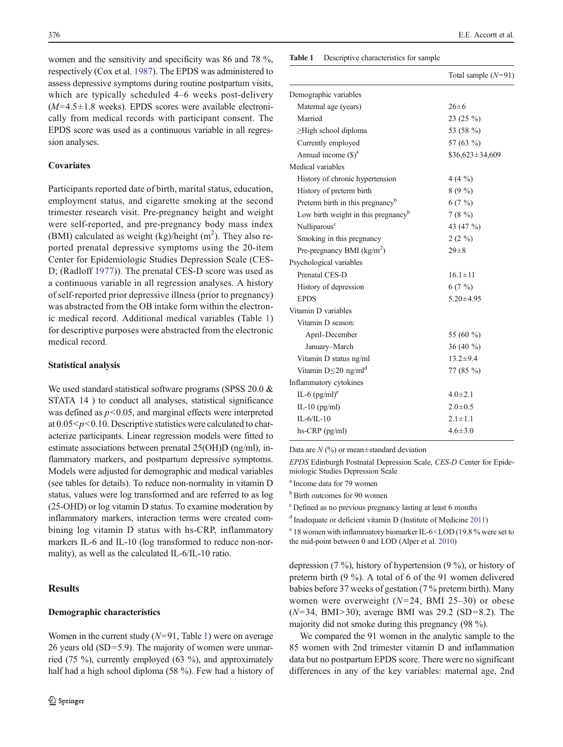women and the sensitivity and specificity was 86 and 78 %, respectively (Cox et al. 1987). The EPDS was administered to assess depressive symptoms during routine postpartum visits, which are typically scheduled 4–6 weeks post-delivery ($M$=4.5±1.8 weeks). EPDS scores were available electronically from medical records with participant consent. The EPDS score was used as a continuous variable in all regression analyses.

### Covariates

Participants reported date of birth, marital status, education, employment status, and cigarette smoking at the second trimester research visit. Pre-pregnancy height and weight were self-reported, and pre-pregnancy body mass index (BMI) calculated as weight (kg)/height ($m^2$). They also reported prenatal depressive symptoms using the 20-item Center for Epidemiologic Studies Depression Scale (CES-D; (Radloff 1977)). The prenatal CES-D score was used as a continuous variable in all regression analyses. A history of self-reported prior depressive illness (prior to pregnancy) was abstracted from the OB intake form within the electronic medical record. Additional medical variables (Table 1) for descriptive purposes were abstracted from the electronic medical record.

### Statistical analysis

We used standard statistical software programs (SPSS 20.0 & STATA 14 ) to conduct all analyses, statistical significance was defined as $p<0.05$, and marginal effects were interpreted at $0.05<p<0.10$. Descriptive statistics were calculated to characterize participants. Linear regression models were fitted to estimate associations between prenatal 25(OH)D (ng/ml), inflammatory markers, and postpartum depressive symptoms. Models were adjusted for demographic and medical variables (see tables for details). To reduce non-normality in vitamin D status, values were log transformed and are referred to as log (25-OHD) or log vitamin D status. To examine moderation by inflammatory markers, interaction terms were created combining log vitamin D status with hs-CRP, inflammatory markers IL-6 and IL-10 (log transformed to reduce non-normality), as well as the calculated IL-6/IL-10 ratio.

## Results

### Demographic characteristics

Women in the current study ($N$=91, Table 1) were on average 26 years old (SD=5.9). The majority of women were unmarried (75 %), currently employed (63 %), and approximately half had a high school diploma (58 %). Few had a history of depression (7 %), history of hypertension (9 %), or history of preterm birth (9 %). A total of 6 of the 91 women delivered babies before 37 weeks of gestation (7 % preterm birth). Many women were overweight ($N$=24, BMI 25–30) or obese ($N$=34, BMI>30); average BMI was 29.2 (SD=8.2). The majority did not smoke during this pregnancy (98 %).

We compared the 91 women in the analytic sample to the 85 women with 2nd trimester vitamin D and inflammation data but no postpartum EPDS score. There were no significant differences in any of the key variables: maternal age, 2nd

**Table 1** Descriptive characteristics for sample

| | Total sample ($N$=91) |
|---|---|
| Demographic variables | |
| Maternal age (years) | 26±6 |
| Married | 23 (25 %) |
| ≥High school diploma | 53 (58 %) |
| Currently employed | 57 (63 %) |
| Annual income ($)[a] | $36,623±34,609 |
| Medical variables | |
| History of chronic hypertension | 4 (4 %) |
| History of preterm birth | 8 (9 %) |
| Preterm birth in this pregnancy[b] | 6 (7 %) |
| Low birth weight in this pregnancy[b] | 7 (8 %) |
| Nulliparous[c] | 43 (47 %) |
| Smoking in this pregnancy | 2 (2 %) |
| Pre-pregnancy BMI (kg/$m^2$) | 29±8 |
| Psychological variables | |
| Prenatal CES-D | 16.1±11 |
| History of depression | 6 (7 %) |
| EPDS | 5.20±4.95 |
| Vitamin D variables | |
| Vitamin D season: | |
| April–December | 55 (60 %) |
| January–March | 36 (40 %) |
| Vitamin D status ng/ml | 13.2±9.4 |
| Vitamin D≤20 ng/ml[d] | 77 (85 %) |
| Inflammatory cytokines | |
| IL-6 (pg/ml)[e] | 4.0±2.1 |
| IL-10 (pg/ml) | 2.0±0.5 |
| IL-6/IL-10 | 2.1±1.1 |
| hs-CRP (pg/ml) | 4.6±3.0 |

Data are $N$ (%) or mean±standard deviation

*EPDS* Edinburgh Postnatal Depression Scale, *CES-D* Center for Epidemiologic Studies Depression Scale

[a] Income data for 79 women

[b] Birth outcomes for 90 women

[c] Defined as no previous pregnancy lasting at least 6 months

[d] Inadequate or deficient vitamin D (Institute of Medicine 2011)

[e] 18 women with inflammatory biomarker IL-6<LOD (19.8 % were set to the mid-point between 0 and LOD (Alper et al. 2010)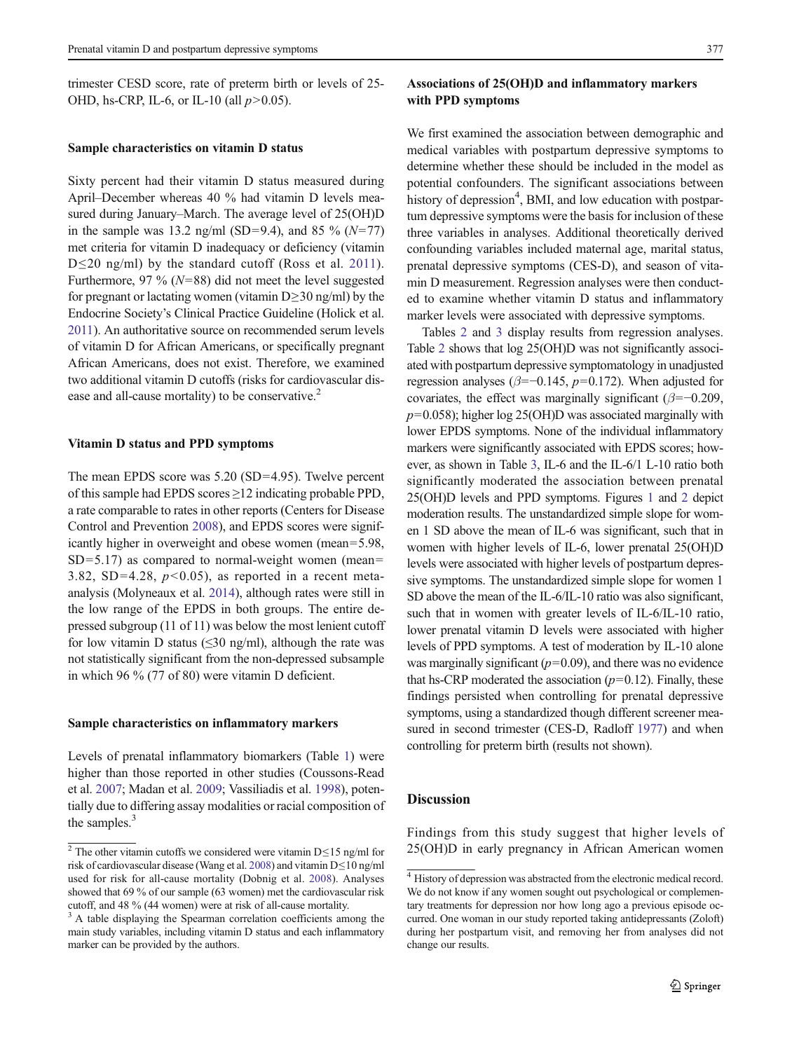trimester CESD score, rate of preterm birth or levels of 25-OHD, hs-CRP, IL-6, or IL-10 (all $p>0.05$).

### Sample characteristics on vitamin D status

Sixty percent had their vitamin D status measured during April–December whereas 40 % had vitamin D levels measured during January–March. The average level of 25(OH)D in the sample was 13.2 ng/ml (SD=9.4), and 85 % ($N=77$) met criteria for vitamin D inadequacy or deficiency (vitamin D≤20 ng/ml) by the standard cutoff (Ross et al. 2011). Furthermore, 97 % ($N=88$) did not meet the level suggested for pregnant or lactating women (vitamin D≥30 ng/ml) by the Endocrine Society's Clinical Practice Guideline (Holick et al. 2011). An authoritative source on recommended serum levels of vitamin D for African Americans, or specifically pregnant African Americans, does not exist. Therefore, we examined two additional vitamin D cutoffs (risks for cardiovascular disease and all-cause mortality) to be conservative.[2]

### Vitamin D status and PPD symptoms

The mean EPDS score was 5.20 (SD=4.95). Twelve percent of this sample had EPDS scores ≥12 indicating probable PPD, a rate comparable to rates in other reports (Centers for Disease Control and Prevention 2008), and EPDS scores were significantly higher in overweight and obese women (mean=5.98, SD=5.17) as compared to normal-weight women (mean=3.82, SD=4.28, $p<0.05$), as reported in a recent meta-analysis (Molyneaux et al. 2014), although rates were still in the low range of the EPDS in both groups. The entire depressed subgroup (11 of 11) was below the most lenient cutoff for low vitamin D status (≤30 ng/ml), although the rate was not statistically significant from the non-depressed subsample in which 96 % (77 of 80) were vitamin D deficient.

### Sample characteristics on inflammatory markers

Levels of prenatal inflammatory biomarkers (Table 1) were higher than those reported in other studies (Coussons-Read et al. 2007; Madan et al. 2009; Vassiliadis et al. 1998), potentially due to differing assay modalities or racial composition of the samples.[3]

[2] The other vitamin cutoffs we considered were vitamin D≤15 ng/ml for risk of cardiovascular disease (Wang et al. 2008) and vitamin D≤10 ng/ml used for risk for all-cause mortality (Dobnig et al. 2008). Analyses showed that 69 % of our sample (63 women) met the cardiovascular risk cutoff, and 48 % (44 women) were at risk of all-cause mortality.

[3] A table displaying the Spearman correlation coefficients among the main study variables, including vitamin D status and each inflammatory marker can be provided by the authors.

### Associations of 25(OH)D and inflammatory markers with PPD symptoms

We first examined the association between demographic and medical variables with postpartum depressive symptoms to determine whether these should be included in the model as potential confounders. The significant associations between history of depression[4], BMI, and low education with postpartum depressive symptoms were the basis for inclusion of these three variables in analyses. Additional theoretically derived confounding variables included maternal age, marital status, prenatal depressive symptoms (CES-D), and season of vitamin D measurement. Regression analyses were then conducted to examine whether vitamin D status and inflammatory marker levels were associated with depressive symptoms.

Tables 2 and 3 display results from regression analyses. Table 2 shows that log 25(OH)D was not significantly associated with postpartum depressive symptomatology in unadjusted regression analyses ($\beta=-0.145$, $p=0.172$). When adjusted for covariates, the effect was marginally significant ($\beta=-0.209$, $p=0.058$); higher log 25(OH)D was associated marginally with lower EPDS symptoms. None of the individual inflammatory markers were significantly associated with EPDS scores; however, as shown in Table 3, IL-6 and the IL-6/1 L-10 ratio both significantly moderated the association between prenatal 25(OH)D levels and PPD symptoms. Figures 1 and 2 depict moderation results. The unstandardized simple slope for women 1 SD above the mean of IL-6 was significant, such that in women with higher levels of IL-6, lower prenatal 25(OH)D levels were associated with higher levels of postpartum depressive symptoms. The unstandardized simple slope for women 1 SD above the mean of the IL-6/IL-10 ratio was also significant, such that in women with greater levels of IL-6/IL-10 ratio, lower prenatal vitamin D levels were associated with higher levels of PPD symptoms. A test of moderation by IL-10 alone was marginally significant ($p=0.09$), and there was no evidence that hs-CRP moderated the association ($p=0.12$). Finally, these findings persisted when controlling for prenatal depressive symptoms, using a standardized though different screener measured in second trimester (CES-D, Radloff 1977) and when controlling for preterm birth (results not shown).

## Discussion

Findings from this study suggest that higher levels of 25(OH)D in early pregnancy in African American women

[4] History of depression was abstracted from the electronic medical record. We do not know if any women sought out psychological or complementary treatments for depression nor how long ago a previous episode occurred. One woman in our study reported taking antidepressants (Zoloft) during her postpartum visit, and removing her from analyses did not change our results.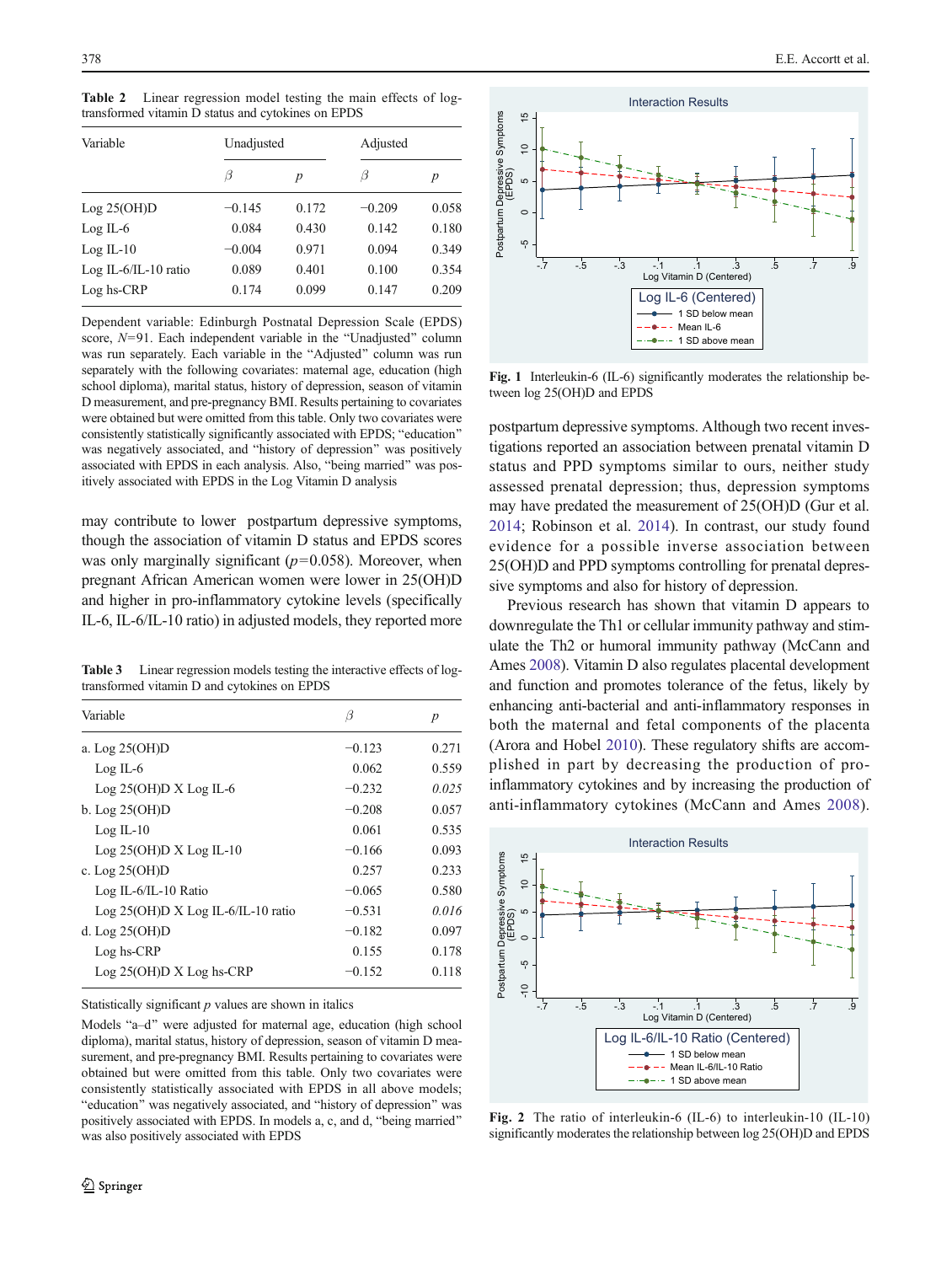**Table 2** Linear regression model testing the main effects of log-transformed vitamin D status and cytokines on EPDS

| Variable | Unadjusted | | Adjusted | |
|---|---|---|---|---|
| | $\beta$ | $p$ | $\beta$ | $p$ |
| Log 25(OH)D | −0.145 | 0.172 | −0.209 | 0.058 |
| Log IL-6 | 0.084 | 0.430 | 0.142 | 0.180 |
| Log IL-10 | −0.004 | 0.971 | 0.094 | 0.349 |
| Log IL-6/IL-10 ratio | 0.089 | 0.401 | 0.100 | 0.354 |
| Log hs-CRP | 0.174 | 0.099 | 0.147 | 0.209 |

Dependent variable: Edinburgh Postnatal Depression Scale (EPDS) score, $N$=91. Each independent variable in the "Unadjusted" column was run separately. Each variable in the "Adjusted" column was run separately with the following covariates: maternal age, education (high school diploma), marital status, history of depression, season of vitamin D measurement, and pre-pregnancy BMI. Results pertaining to covariates were obtained but were omitted from this table. Only two covariates were consistently statistically significantly associated with EPDS; "education" was negatively associated, and "history of depression" was positively associated with EPDS in each analysis. Also, "being married" was positively associated with EPDS in the Log Vitamin D analysis

may contribute to lower postpartum depressive symptoms, though the association of vitamin D status and EPDS scores was only marginally significant ($p$=0.058). Moreover, when pregnant African American women were lower in 25(OH)D and higher in pro-inflammatory cytokine levels (specifically IL-6, IL-6/IL-10 ratio) in adjusted models, they reported more

**Table 3** Linear regression models testing the interactive effects of log-transformed vitamin D and cytokines on EPDS

| Variable | $\beta$ | $p$ |
|---|---|---|
| a. Log 25(OH)D | −0.123 | 0.271 |
| Log IL-6 | 0.062 | 0.559 |
| Log 25(OH)D X Log IL-6 | −0.232 | *0.025* |
| b. Log 25(OH)D | −0.208 | 0.057 |
| Log IL-10 | 0.061 | 0.535 |
| Log 25(OH)D X Log IL-10 | −0.166 | 0.093 |
| c. Log 25(OH)D | 0.257 | 0.233 |
| Log IL-6/IL-10 Ratio | −0.065 | 0.580 |
| Log 25(OH)D X Log IL-6/IL-10 ratio | −0.531 | *0.016* |
| d. Log 25(OH)D | −0.182 | 0.097 |
| Log hs-CRP | 0.155 | 0.178 |
| Log 25(OH)D X Log hs-CRP | −0.152 | 0.118 |

Statistically significant $p$ values are shown in italics

Models "a–d" were adjusted for maternal age, education (high school diploma), marital status, history of depression, season of vitamin D measurement, and pre-pregnancy BMI. Results pertaining to covariates were obtained but were omitted from this table. Only two covariates were consistently statistically significantly associated with EPDS in all above models; "education" was negatively associated, and "history of depression" was positively associated with EPDS. In models a, c, and d, "being married" was also positively associated with EPDS

**Fig. 1** Interleukin-6 (IL-6) significantly moderates the relationship between log 25(OH)D and EPDS

postpartum depressive symptoms. Although two recent investigations reported an association between prenatal vitamin D status and PPD symptoms similar to ours, neither study assessed prenatal depression; thus, depression symptoms may have predated the measurement of 25(OH)D (Gur et al. 2014; Robinson et al. 2014). In contrast, our study found evidence for a possible inverse association between 25(OH)D and PPD symptoms controlling for prenatal depressive symptoms and also for history of depression.

Previous research has shown that vitamin D appears to downregulate the Th1 or cellular immunity pathway and stimulate the Th2 or humoral immunity pathway (McCann and Ames 2008). Vitamin D also regulates placental development and function and promotes tolerance of the fetus, likely by enhancing anti-bacterial and anti-inflammatory responses in both the maternal and fetal components of the placenta (Arora and Hobel 2010). These regulatory shifts are accomplished in part by decreasing the production of pro-inflammatory cytokines and by increasing the production of anti-inflammatory cytokines (McCann and Ames 2008).

**Fig. 2** The ratio of interleukin-6 (IL-6) to interleukin-10 (IL-10) significantly moderates the relationship between log 25(OH)D and EPDS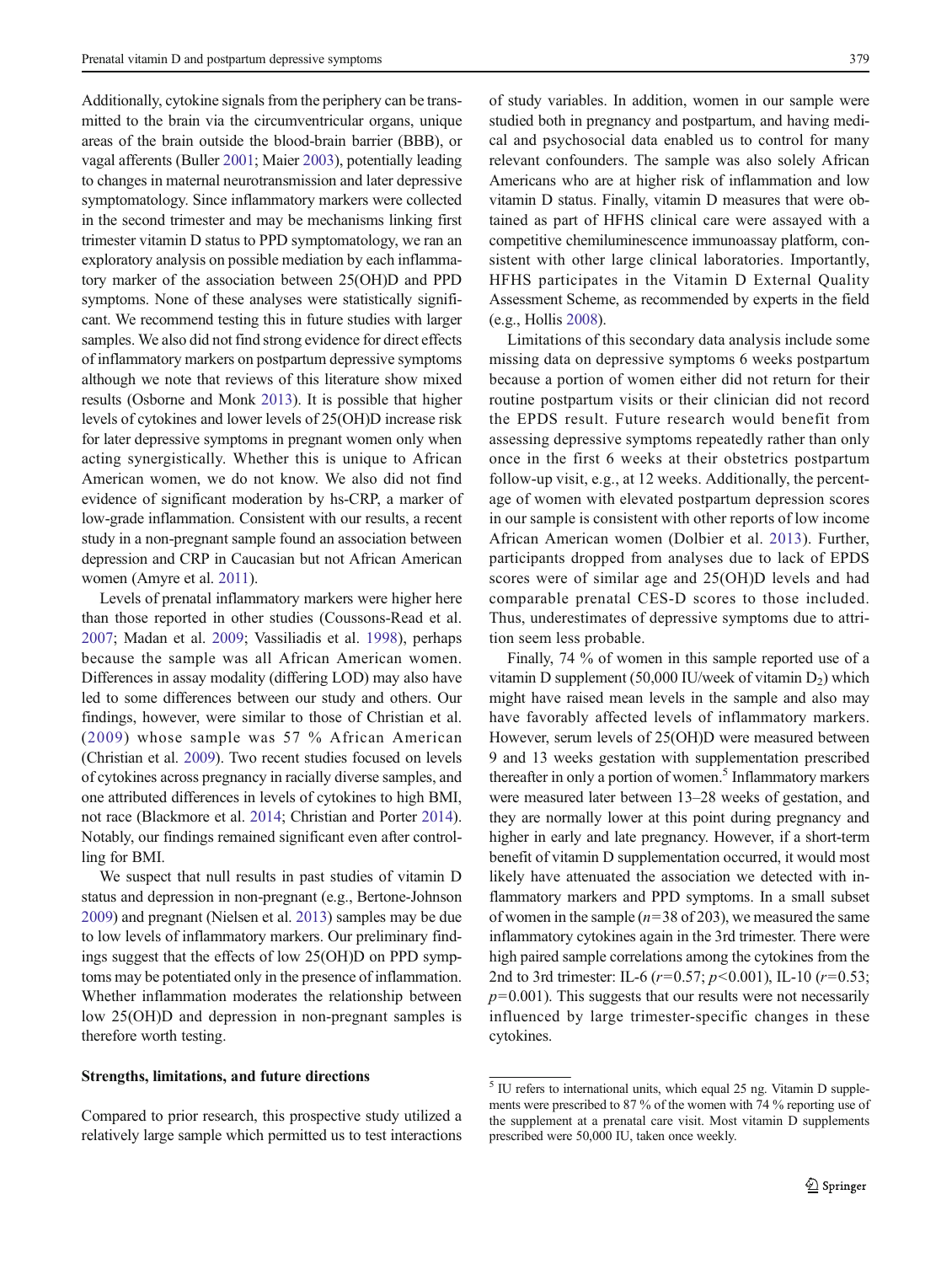Additionally, cytokine signals from the periphery can be transmitted to the brain via the circumventricular organs, unique areas of the brain outside the blood-brain barrier (BBB), or vagal afferents (Buller 2001; Maier 2003), potentially leading to changes in maternal neurotransmission and later depressive symptomatology. Since inflammatory markers were collected in the second trimester and may be mechanisms linking first trimester vitamin D status to PPD symptomatology, we ran an exploratory analysis on possible mediation by each inflammatory marker of the association between 25(OH)D and PPD symptoms. None of these analyses were statistically significant. We recommend testing this in future studies with larger samples. We also did not find strong evidence for direct effects of inflammatory markers on postpartum depressive symptoms although we note that reviews of this literature show mixed results (Osborne and Monk 2013). It is possible that higher levels of cytokines and lower levels of 25(OH)D increase risk for later depressive symptoms in pregnant women only when acting synergistically. Whether this is unique to African American women, we do not know. We also did not find evidence of significant moderation by hs-CRP, a marker of low-grade inflammation. Consistent with our results, a recent study in a non-pregnant sample found an association between depression and CRP in Caucasian but not African American women (Amyre et al. 2011).

Levels of prenatal inflammatory markers were higher here than those reported in other studies (Coussons-Read et al. 2007; Madan et al. 2009; Vassiliadis et al. 1998), perhaps because the sample was all African American women. Differences in assay modality (differing LOD) may also have led to some differences between our study and others. Our findings, however, were similar to those of Christian et al. (2009) whose sample was 57 % African American (Christian et al. 2009). Two recent studies focused on levels of cytokines across pregnancy in racially diverse samples, and one attributed differences in levels of cytokines to high BMI, not race (Blackmore et al. 2014; Christian and Porter 2014). Notably, our findings remained significant even after controlling for BMI.

We suspect that null results in past studies of vitamin D status and depression in non-pregnant (e.g., Bertone-Johnson 2009) and pregnant (Nielsen et al. 2013) samples may be due to low levels of inflammatory markers. Our preliminary findings suggest that the effects of low 25(OH)D on PPD symptoms may be potentiated only in the presence of inflammation. Whether inflammation moderates the relationship between low 25(OH)D and depression in non-pregnant samples is therefore worth testing.

### Strengths, limitations, and future directions

Compared to prior research, this prospective study utilized a relatively large sample which permitted us to test interactions of study variables. In addition, women in our sample were studied both in pregnancy and postpartum, and having medical and psychosocial data enabled us to control for many relevant confounders. The sample was also solely African Americans who are at higher risk of inflammation and low vitamin D status. Finally, vitamin D measures that were obtained as part of HFHS clinical care were assayed with a competitive chemiluminescence immunoassay platform, consistent with other large clinical laboratories. Importantly, HFHS participates in the Vitamin D External Quality Assessment Scheme, as recommended by experts in the field (e.g., Hollis 2008).

Limitations of this secondary data analysis include some missing data on depressive symptoms 6 weeks postpartum because a portion of women either did not return for their routine postpartum visits or their clinician did not record the EPDS result. Future research would benefit from assessing depressive symptoms repeatedly rather than only once in the first 6 weeks at their obstetrics postpartum follow-up visit, e.g., at 12 weeks. Additionally, the percentage of women with elevated postpartum depression scores in our sample is consistent with other reports of low income African American women (Dolbier et al. 2013). Further, participants dropped from analyses due to lack of EPDS scores were of similar age and 25(OH)D levels and had comparable prenatal CES-D scores to those included. Thus, underestimates of depressive symptoms due to attrition seem less probable.

Finally, 74 % of women in this sample reported use of a vitamin D supplement (50,000 IU/week of vitamin $D_2$) which might have raised mean levels in the sample and also may have favorably affected levels of inflammatory markers. However, serum levels of 25(OH)D were measured between 9 and 13 weeks gestation with supplementation prescribed thereafter in only a portion of women.[5] Inflammatory markers were measured later between 13–28 weeks of gestation, and they are normally lower at this point during pregnancy and higher in early and late pregnancy. However, if a short-term benefit of vitamin D supplementation occurred, it would most likely have attenuated the association we detected with inflammatory markers and PPD symptoms. In a small subset of women in the sample ($n=38$ of 203), we measured the same inflammatory cytokines again in the 3rd trimester. There were high paired sample correlations among the cytokines from the 2nd to 3rd trimester: IL-6 ($r=0.57$; $p<0.001$), IL-10 ($r=0.53$; $p=0.001$). This suggests that our results were not necessarily influenced by large trimester-specific changes in these cytokines.

[5] IU refers to international units, which equal 25 ng. Vitamin D supplements were prescribed to 87 % of the women with 74 % reporting use of the supplement at a prenatal care visit. Most vitamin D supplements prescribed were 50,000 IU, taken once weekly.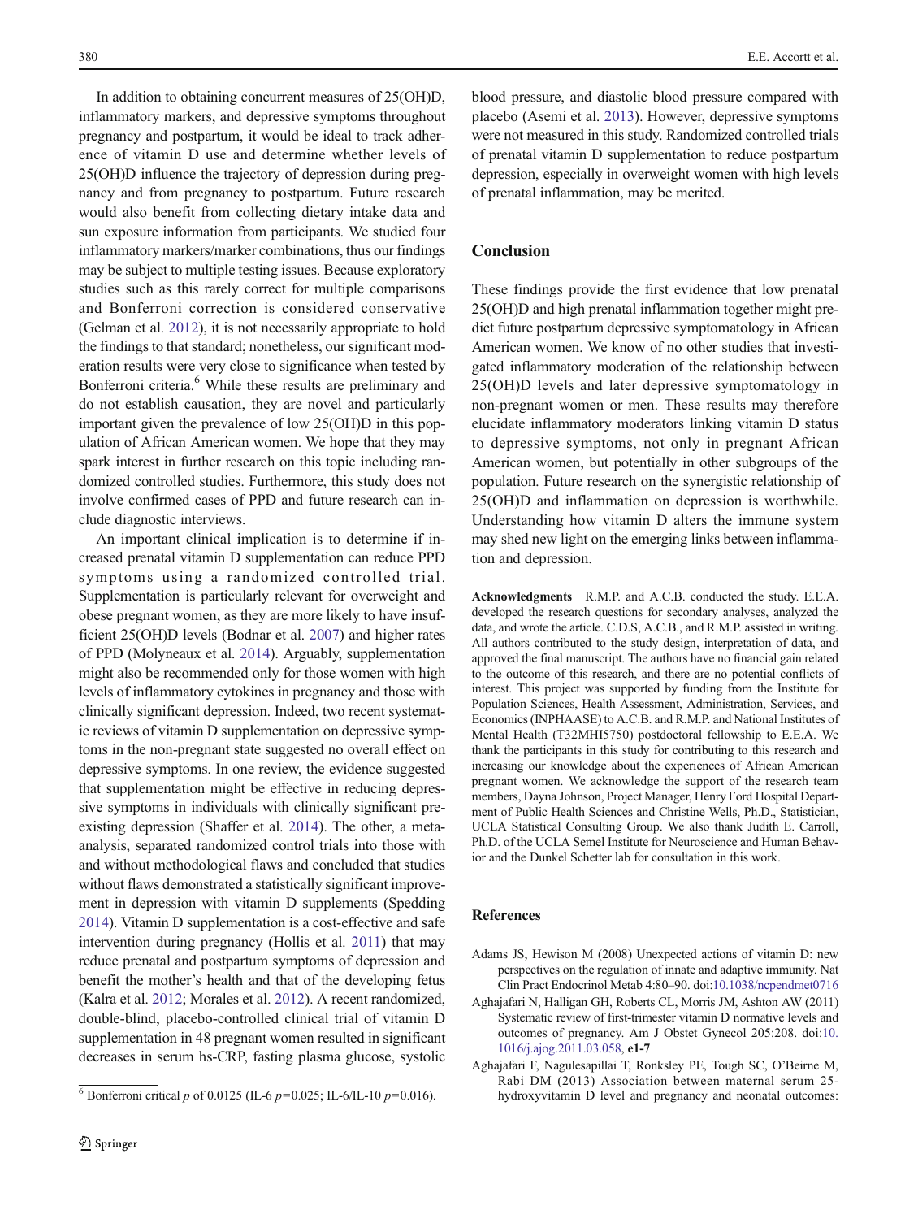In addition to obtaining concurrent measures of 25(OH)D, inflammatory markers, and depressive symptoms throughout pregnancy and postpartum, it would be ideal to track adherence of vitamin D use and determine whether levels of 25(OH)D influence the trajectory of depression during pregnancy and from pregnancy to postpartum. Future research would also benefit from collecting dietary intake data and sun exposure information from participants. We studied four inflammatory markers/marker combinations, thus our findings may be subject to multiple testing issues. Because exploratory studies such as this rarely correct for multiple comparisons and Bonferroni correction is considered conservative (Gelman et al. 2012), it is not necessarily appropriate to hold the findings to that standard; nonetheless, our significant moderation results were very close to significance when tested by Bonferroni criteria.[6] While these results are preliminary and do not establish causation, they are novel and particularly important given the prevalence of low 25(OH)D in this population of African American women. We hope that they may spark interest in further research on this topic including randomized controlled studies. Furthermore, this study does not involve confirmed cases of PPD and future research can include diagnostic interviews.

An important clinical implication is to determine if increased prenatal vitamin D supplementation can reduce PPD symptoms using a randomized controlled trial. Supplementation is particularly relevant for overweight and obese pregnant women, as they are more likely to have insufficient 25(OH)D levels (Bodnar et al. 2007) and higher rates of PPD (Molyneaux et al. 2014). Arguably, supplementation might also be recommended only for those women with high levels of inflammatory cytokines in pregnancy and those with clinically significant depression. Indeed, two recent systematic reviews of vitamin D supplementation on depressive symptoms in the non-pregnant state suggested no overall effect on depressive symptoms. In one review, the evidence suggested that supplementation might be effective in reducing depressive symptoms in individuals with clinically significant pre-existing depression (Shaffer et al. 2014). The other, a meta-analysis, separated randomized control trials into those with and without methodological flaws and concluded that studies without flaws demonstrated a statistically significant improvement in depression with vitamin D supplements (Spedding 2014). Vitamin D supplementation is a cost-effective and safe intervention during pregnancy (Hollis et al. 2011) that may reduce prenatal and postpartum symptoms of depression and benefit the mother's health and that of the developing fetus (Kalra et al. 2012; Morales et al. 2012). A recent randomized, double-blind, placebo-controlled clinical trial of vitamin D supplementation in 48 pregnant women resulted in significant decreases in serum hs-CRP, fasting plasma glucose, systolic blood pressure, and diastolic blood pressure compared with placebo (Asemi et al. 2013). However, depressive symptoms were not measured in this study. Randomized controlled trials of prenatal vitamin D supplementation to reduce postpartum depression, especially in overweight women with high levels of prenatal inflammation, may be merited.

[6] Bonferroni critical $p$ of 0.0125 (IL-6 $p=0.025$; IL-6/IL-10 $p=0.016$).

## Conclusion

These findings provide the first evidence that low prenatal 25(OH)D and high prenatal inflammation together might predict future postpartum depressive symptomatology in African American women. We know of no other studies that investigated inflammatory moderation of the relationship between 25(OH)D levels and later depressive symptomatology in non-pregnant women or men. These results may therefore elucidate inflammatory moderators linking vitamin D status to depressive symptoms, not only in pregnant African American women, but potentially in other subgroups of the population. Future research on the synergistic relationship of 25(OH)D and inflammation on depression is worthwhile. Understanding how vitamin D alters the immune system may shed new light on the emerging links between inflammation and depression.

**Acknowledgments** R.M.P. and A.C.B. conducted the study. E.E.A. developed the research questions for secondary analyses, analyzed the data, and wrote the article. C.D.S, A.C.B., and R.M.P. assisted in writing. All authors contributed to the study design, interpretation of data, and approved the final manuscript. The authors have no financial gain related to the outcome of this research, and there are no potential conflicts of interest. This project was supported by funding from the Institute for Population Sciences, Health Assessment, Administration, Services, and Economics (INPHAASE) to A.C.B. and R.M.P. and National Institutes of Mental Health (T32MHI5750) postdoctoral fellowship to E.E.A. We thank the participants in this study for contributing to this research and increasing our knowledge about the experiences of African American pregnant women. We acknowledge the support of the research team members, Dayna Johnson, Project Manager, Henry Ford Hospital Department of Public Health Sciences and Christine Wells, Ph.D., Statistician, UCLA Statistical Consulting Group. We also thank Judith E. Carroll, Ph.D. of the UCLA Semel Institute for Neuroscience and Human Behavior and the Dunkel Schetter lab for consultation in this work.

## References

Adams JS, Hewison M (2008) Unexpected actions of vitamin D: new perspectives on the regulation of innate and adaptive immunity. Nat Clin Pract Endocrinol Metab 4:80–90. doi:10.1038/ncpendmet0716

Aghajafari N, Halligan GH, Roberts CL, Morris JM, Ashton AW (2011) Systematic review of first-trimester vitamin D normative levels and outcomes of pregnancy. Am J Obstet Gynecol 205:208. doi:10.1016/j.ajog.2011.03.058, **e1-7**

Aghajafari F, Nagulesapillai T, Ronksley PE, Tough SC, O'Beirne M, Rabi DM (2013) Association between maternal serum 25-hydroxyvitamin D level and pregnancy and neonatal outcomes: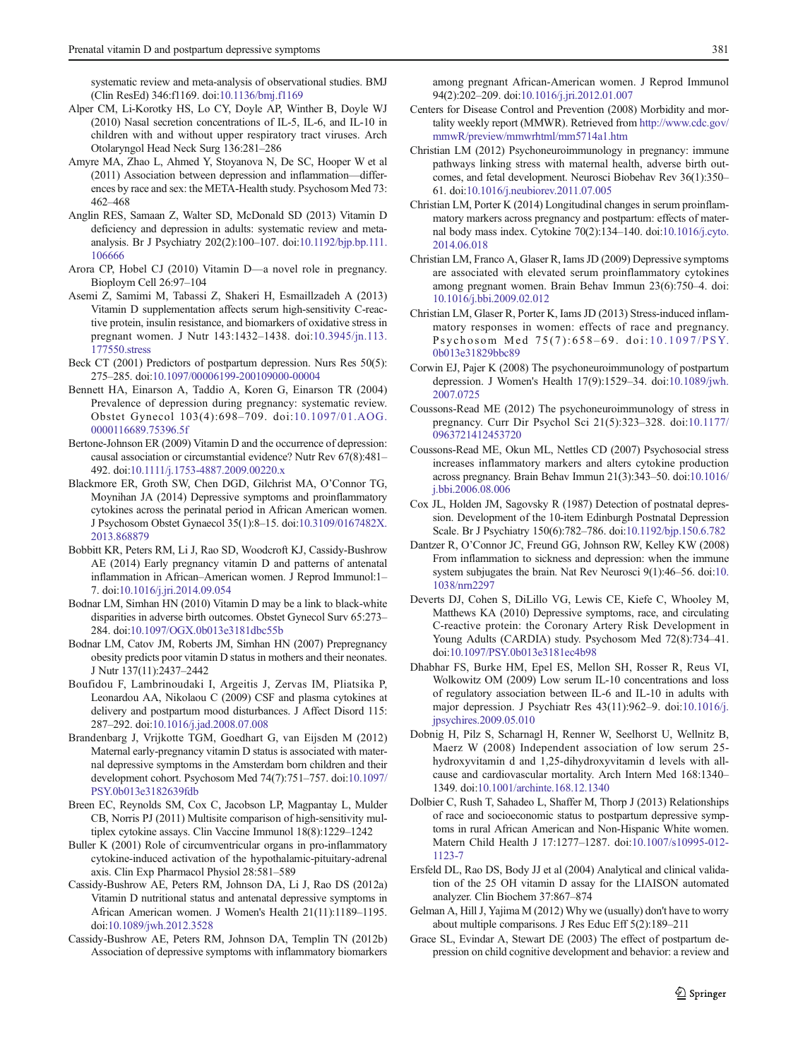systematic review and meta-analysis of observational studies. BMJ (Clin ResEd) 346:f1169. doi:10.1136/bmj.f1169

Alper CM, Li-Korotky HS, Lo CY, Doyle AP, Winther B, Doyle WJ (2010) Nasal secretion concentrations of IL-5, IL-6, and IL-10 in children with and without upper respiratory tract viruses. Arch Otolaryngol Head Neck Surg 136:281–286

Amyre MA, Zhao L, Ahmed Y, Stoyanova N, De SC, Hooper W et al (2011) Association between depression and inflammation—differences by race and sex: the META-Health study. Psychosom Med 73: 462–468

Anglin RES, Samaan Z, Walter SD, McDonald SD (2013) Vitamin D deficiency and depression in adults: systematic review and meta-analysis. Br J Psychiatry 202(2):100–107. doi:10.1192/bjp.bp.111.106666

Arora CP, Hobel CJ (2010) Vitamin D—a novel role in pregnancy. Biopolym Cell 26:97–104

Asemi Z, Samimi M, Tabassi Z, Shakeri H, Esmaillzadeh A (2013) Vitamin D supplementation affects serum high-sensitivity C-reactive protein, insulin resistance, and biomarkers of oxidative stress in pregnant women. J Nutr 143:1432–1438. doi:10.3945/jn.113.177550.stress

Beck CT (2001) Predictors of postpartum depression. Nurs Res 50(5): 275–285. doi:10.1097/00006199-200109000-00004

Bennett HA, Einarson A, Taddio A, Koren G, Einarson TR (2004) Prevalence of depression during pregnancy: systematic review. Obstet Gynecol 103(4):698–709. doi:10.1097/01.AOG.0000116689.75396.5f

Bertone-Johnson ER (2009) Vitamin D and the occurrence of depression: causal association or circumstantial evidence? Nutr Rev 67(8):481–492. doi:10.1111/j.1753-4887.2009.00220.x

Blackmore ER, Groth SW, Chen DGD, Gilchrist MA, O'Connor TG, Moynihan JA (2014) Depressive symptoms and proinflammatory cytokines across the perinatal period in African American women. J Psychosom Obstet Gynaecol 35(1):8–15. doi:10.3109/0167482X.2013.868879

Bobbitt KR, Peters RM, Li J, Rao SD, Woodcroft KJ, Cassidy-Bushrow AE (2014) Early pregnancy vitamin D and patterns of antenatal inflammation in African–American women. J Reprod Immunol:1–7. doi:10.1016/j.jri.2014.09.054

Bodnar LM, Simhan HN (2010) Vitamin D may be a link to black-white disparities in adverse birth outcomes. Obstet Gynecol Surv 65:273–284. doi:10.1097/OGX.0b013e3181dbc55b

Bodnar LM, Catov JM, Roberts JM, Simhan HN (2007) Prepregnancy obesity predicts poor vitamin D status in mothers and their neonates. J Nutr 137(11):2437–2442

Boufidou F, Lambrinoudaki I, Argeitis J, Zervas IM, Pliatsika P, Leonardou AA, Nikolaou C (2009) CSF and plasma cytokines at delivery and postpartum mood disturbances. J Affect Disord 115: 287–292. doi:10.1016/j.jad.2008.07.008

Brandenbarg J, Vrijkotte TGM, Goedhart G, van Eijsden M (2012) Maternal early-pregnancy vitamin D status is associated with maternal depressive symptoms in the Amsterdam born children and their development cohort. Psychosom Med 74(7):751–757. doi:10.1097/PSY.0b013e3182639fdb

Breen EC, Reynolds SM, Cox C, Jacobson LP, Magpantay L, Mulder CB, Norris PJ (2011) Multisite comparison of high-sensitivity multiplex cytokine assays. Clin Vaccine Immunol 18(8):1229–1242

Buller K (2001) Role of circumventricular organs in pro-inflammatory cytokine-induced activation of the hypothalamic-pituitary-adrenal axis. Clin Exp Pharmacol Physiol 28:581–589

Cassidy-Bushrow AE, Peters RM, Johnson DA, Li J, Rao DS (2012a) Vitamin D nutritional status and antenatal depressive symptoms in African American women. J Women's Health 21(11):1189–1195. doi:10.1089/jwh.2012.3528

Cassidy-Bushrow AE, Peters RM, Johnson DA, Templin TN (2012b) Association of depressive symptoms with inflammatory biomarkers among pregnant African-American women. J Reprod Immunol 94(2):202–209. doi:10.1016/j.jri.2012.01.007

Centers for Disease Control and Prevention (2008) Morbidity and mortality weekly report (MMWR). Retrieved from http://www.cdc.gov/mmwR/preview/mmwrhtml/mm5714a1.htm

Christian LM (2012) Psychoneuroimmunology in pregnancy: immune pathways linking stress with maternal health, adverse birth outcomes, and fetal development. Neurosci Biobehav Rev 36(1):350–61. doi:10.1016/j.neubiorev.2011.07.005

Christian LM, Porter K (2014) Longitudinal changes in serum proinflammatory markers across pregnancy and postpartum: effects of maternal body mass index. Cytokine 70(2):134–140. doi:10.1016/j.cyto.2014.06.018

Christian LM, Franco A, Glaser R, Iams JD (2009) Depressive symptoms are associated with elevated serum proinflammatory cytokines among pregnant women. Brain Behav Immun 23(6):750–4. doi:10.1016/j.bbi.2009.02.012

Christian LM, Glaser R, Porter K, Iams JD (2013) Stress-induced inflammatory responses in women: effects of race and pregnancy. Psychosom Med 75(7):658–69. doi:10.1097/PSY.0b013e31829bbc89

Corwin EJ, Pajer K (2008) The psychoneuroimmunology of postpartum depression. J Women's Health 17(9):1529–34. doi:10.1089/jwh.2007.0725

Coussons-Read ME (2012) The psychoneuroimmunology of stress in pregnancy. Curr Dir Psychol Sci 21(5):323–328. doi:10.1177/0963721412453720

Coussons-Read ME, Okun ML, Nettles CD (2007) Psychosocial stress increases inflammatory markers and alters cytokine production across pregnancy. Brain Behav Immun 21(3):343–50. doi:10.1016/j.bbi.2006.08.006

Cox JL, Holden JM, Sagovsky R (1987) Detection of postnatal depression. Development of the 10-item Edinburgh Postnatal Depression Scale. Br J Psychiatry 150(6):782–786. doi:10.1192/bjp.150.6.782

Dantzer R, O'Connor JC, Freund GG, Johnson RW, Kelley KW (2008) From inflammation to sickness and depression: when the immune system subjugates the brain. Nat Rev Neurosci 9(1):46–56. doi:10.1038/nrn2297

Deverts DJ, Cohen S, DiLillo VG, Lewis CE, Kiefe C, Whooley M, Matthews KA (2010) Depressive symptoms, race, and circulating C-reactive protein: the Coronary Artery Risk Development in Young Adults (CARDIA) study. Psychosom Med 72(8):734–41. doi:10.1097/PSY.0b013e3181ec4b98

Dhabhar FS, Burke HM, Epel ES, Mellon SH, Rosser R, Reus VI, Wolkowitz OM (2009) Low serum IL-10 concentrations and loss of regulatory association between IL-6 and IL-10 in adults with major depression. J Psychiatr Res 43(11):962–9. doi:10.1016/j.jpsychires.2009.05.010

Dobnig H, Pilz S, Scharnagl H, Renner W, Seelhorst U, Wellnitz B, Maerz W (2008) Independent association of low serum 25-hydroxyvitamin d and 1,25-dihydroxyvitamin d levels with all-cause and cardiovascular mortality. Arch Intern Med 168:1340–1349. doi:10.1001/archinte.168.12.1340

Dolbier C, Rush T, Sahadeo L, Shaffer M, Thorp J (2013) Relationships of race and socioeconomic status to postpartum depressive symptoms in rural African American and Non-Hispanic White women. Matern Child Health J 17:1277–1287. doi:10.1007/s10995-012-1123-7

Ersfeld DL, Rao DS, Body JJ et al (2004) Analytical and clinical validation of the 25 OH vitamin D assay for the LIAISON automated analyzer. Clin Biochem 37:867–874

Gelman A, Hill J, Yajima M (2012) Why we (usually) don't have to worry about multiple comparisons. J Res Educ Eff 5(2):189–211

Grace SL, Evindar A, Stewart DE (2003) The effect of postpartum depression on child cognitive development and behavior: a review and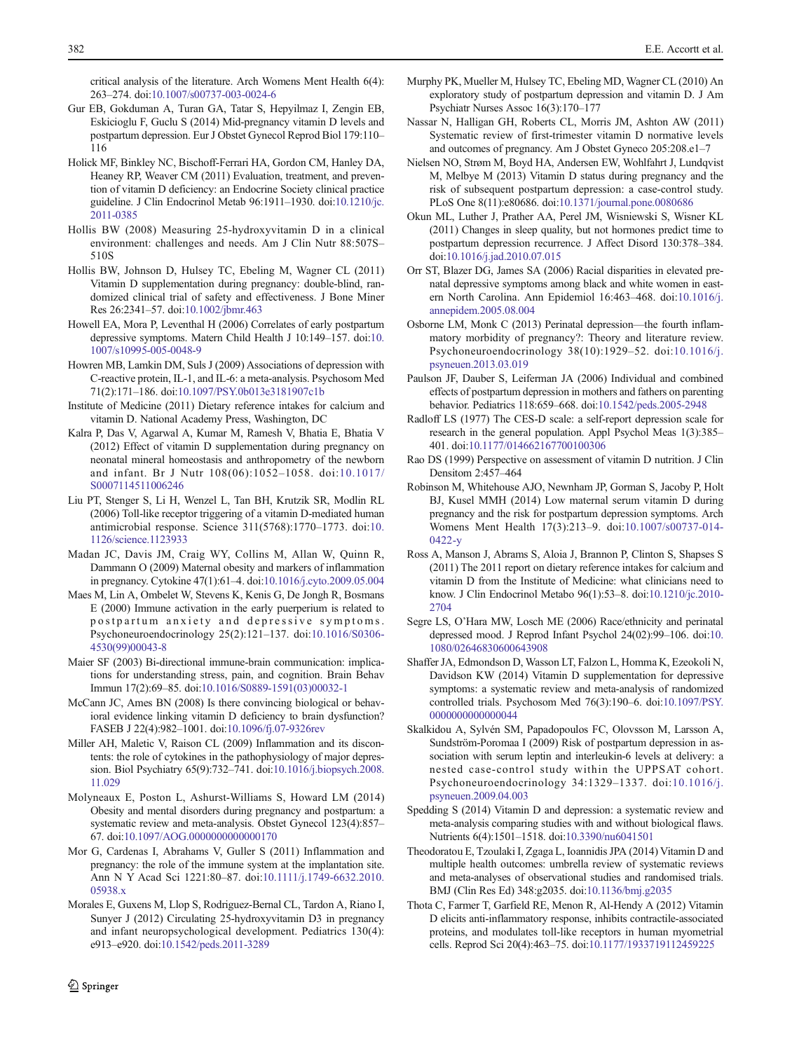critical analysis of the literature. Arch Womens Ment Health 6(4): 263–274. doi:10.1007/s00737-003-0024-6

Gur EB, Gokduman A, Turan GA, Tatar S, Hepyilmaz I, Zengin EB, Eskicioglu F, Guclu S (2014) Mid-pregnancy vitamin D levels and postpartum depression. Eur J Obstet Gynecol Reprod Biol 179:110–116

Holick MF, Binkley NC, Bischoff-Ferrari HA, Gordon CM, Hanley DA, Heaney RP, Weaver CM (2011) Evaluation, treatment, and prevention of vitamin D deficiency: an Endocrine Society clinical practice guideline. J Clin Endocrinol Metab 96:1911–1930. doi:10.1210/jc.2011-0385

Hollis BW (2008) Measuring 25-hydroxyvitamin D in a clinical environment: challenges and needs. Am J Clin Nutr 88:507S–510S

Hollis BW, Johnson D, Hulsey TC, Ebeling M, Wagner CL (2011) Vitamin D supplementation during pregnancy: double-blind, randomized clinical trial of safety and effectiveness. J Bone Miner Res 26:2341–57. doi:10.1002/jbmr.463

Howell EA, Mora P, Leventhal H (2006) Correlates of early postpartum depressive symptoms. Matern Child Health J 10:149–157. doi:10.1007/s10995-005-0048-9

Howren MB, Lamkin DM, Suls J (2009) Associations of depression with C-reactive protein, IL-1, and IL-6: a meta-analysis. Psychosom Med 71(2):171–186. doi:10.1097/PSY.0b013e3181907c1b

Institute of Medicine (2011) Dietary reference intakes for calcium and vitamin D. National Academy Press, Washington, DC

Kalra P, Das V, Agarwal A, Kumar M, Ramesh V, Bhatia E, Bhatia V (2012) Effect of vitamin D supplementation during pregnancy on neonatal mineral homeostasis and anthropometry of the newborn and infant. Br J Nutr 108(06):1052–1058. doi:10.1017/S0007114511006246

Liu PT, Stenger S, Li H, Wenzel L, Tan BH, Krutzik SR, Modlin RL (2006) Toll-like receptor triggering of a vitamin D-mediated human antimicrobial response. Science 311(5768):1770–1773. doi:10.1126/science.1123933

Madan JC, Davis JM, Craig WY, Collins M, Allan W, Quinn R, Dammann O (2009) Maternal obesity and markers of inflammation in pregnancy. Cytokine 47(1):61–4. doi:10.1016/j.cyto.2009.05.004

Maes M, Lin A, Ombelet W, Stevens K, Kenis G, De Jongh R, Bosmans E (2000) Immune activation in the early puerperium is related to postpartum anxiety and depressive symptoms. Psychoneuroendocrinology 25(2):121–137. doi:10.1016/S0306-4530(99)00043-8

Maier SF (2003) Bi-directional immune-brain communication: implications for understanding stress, pain, and cognition. Brain Behav Immun 17(2):69–85. doi:10.1016/S0889-1591(03)00032-1

McCann JC, Ames BN (2008) Is there convincing biological or behavioral evidence linking vitamin D deficiency to brain dysfunction? FASEB J 22(4):982–1001. doi:10.1096/fj.07-9326rev

Miller AH, Maletic V, Raison CL (2009) Inflammation and its discontents: the role of cytokines in the pathophysiology of major depression. Biol Psychiatry 65(9):732–741. doi:10.1016/j.biopsych.2008.11.029

Molyneaux E, Poston L, Ashurst-Williams S, Howard LM (2014) Obesity and mental disorders during pregnancy and postpartum: a systematic review and meta-analysis. Obstet Gynecol 123(4):857–67. doi:10.1097/AOG.0000000000000170

Mor G, Cardenas I, Abrahams V, Guller S (2011) Inflammation and pregnancy: the role of the immune system at the implantation site. Ann N Y Acad Sci 1221:80–87. doi:10.1111/j.1749-6632.2010.05938.x

Morales E, Guxens M, Llop S, Rodriguez-Bernal CL, Tardon A, Riano I, Sunyer J (2012) Circulating 25-hydroxyvitamin D3 in pregnancy and infant neuropsychological development. Pediatrics 130(4): e913–e920. doi:10.1542/peds.2011-3289

Murphy PK, Mueller M, Hulsey TC, Ebeling MD, Wagner CL (2010) An exploratory study of postpartum depression and vitamin D. J Am Psychiatr Nurses Assoc 16(3):170–177

Nassar N, Halligan GH, Roberts CL, Morris JM, Ashton AW (2011) Systematic review of first-trimester vitamin D normative levels and outcomes of pregnancy. Am J Obstet Gyneco 205:208.e1–7

Nielsen NO, Strøm M, Boyd HA, Andersen EW, Wohlfahrt J, Lundqvist M, Melbye M (2013) Vitamin D status during pregnancy and the risk of subsequent postpartum depression: a case-control study. PLoS One 8(11):e80686. doi:10.1371/journal.pone.0080686

Okun ML, Luther J, Prather AA, Perel JM, Wisniewski S, Wisner KL (2011) Changes in sleep quality, but not hormones predict time to postpartum depression recurrence. J Affect Disord 130:378–384. doi:10.1016/j.jad.2010.07.015

Orr ST, Blazer DG, James SA (2006) Racial disparities in elevated prenatal depressive symptoms among black and white women in eastern North Carolina. Ann Epidemiol 16:463–468. doi:10.1016/j.annepidem.2005.08.004

Osborne LM, Monk C (2013) Perinatal depression—the fourth inflammatory morbidity of pregnancy?: Theory and literature review. Psychoneuroendocrinology 38(10):1929–52. doi:10.1016/j.psyneuen.2013.03.019

Paulson JF, Dauber S, Leiferman JA (2006) Individual and combined effects of postpartum depression in mothers and fathers on parenting behavior. Pediatrics 118:659–668. doi:10.1542/peds.2005-2948

Radloff LS (1977) The CES-D scale: a self-report depression scale for research in the general population. Appl Psychol Meas 1(3):385–401. doi:10.1177/014662167700100306

Rao DS (1999) Perspective on assessment of vitamin D nutrition. J Clin Densitom 2:457–464

Robinson M, Whitehouse AJO, Newnham JP, Gorman S, Jacoby P, Holt BJ, Kusel MMH (2014) Low maternal serum vitamin D during pregnancy and the risk for postpartum depression symptoms. Arch Womens Ment Health 17(3):213–9. doi:10.1007/s00737-014-0422-y

Ross A, Manson J, Abrams S, Aloia J, Brannon P, Clinton S, Shapses S (2011) The 2011 report on dietary reference intakes for calcium and vitamin D from the Institute of Medicine: what clinicians need to know. J Clin Endocrinol Metabo 96(1):53–8. doi:10.1210/jc.2010-2704

Segre LS, O'Hara MW, Losch ME (2006) Race/ethnicity and perinatal depressed mood. J Reprod Infant Psychol 24(02):99–106. doi:10.1080/02646830600643908

Shaffer JA, Edmondson D, Wasson LT, Falzon L, Homma K, Ezeokoli N, Davidson KW (2014) Vitamin D supplementation for depressive symptoms: a systematic review and meta-analysis of randomized controlled trials. Psychosom Med 76(3):190–6. doi:10.1097/PSY.0000000000000044

Skalkidou A, Sylvén SM, Papadopoulos FC, Olovsson M, Larsson A, Sundström-Poromaa I (2009) Risk of postpartum depression in association with serum leptin and interleukin-6 levels at delivery: a nested case-control study within the UPPSAT cohort. Psychoneuroendocrinology 34:1329–1337. doi:10.1016/j.psyneuen.2009.04.003

Spedding S (2014) Vitamin D and depression: a systematic review and meta-analysis comparing studies with and without biological flaws. Nutrients 6(4):1501–1518. doi:10.3390/nu6041501

Theodoratou E, Tzoulaki I, Zgaga L, Ioannidis JPA (2014) Vitamin D and multiple health outcomes: umbrella review of systematic reviews and meta-analyses of observational studies and randomised trials. BMJ (Clin Res Ed) 348:g2035. doi:10.1136/bmj.g2035

Thota C, Farmer T, Garfield RE, Menon R, Al-Hendy A (2012) Vitamin D elicits anti-inflammatory response, inhibits contractile-associated proteins, and modulates toll-like receptors in human myometrial cells. Reprod Sci 20(4):463–75. doi:10.1177/1933719112459225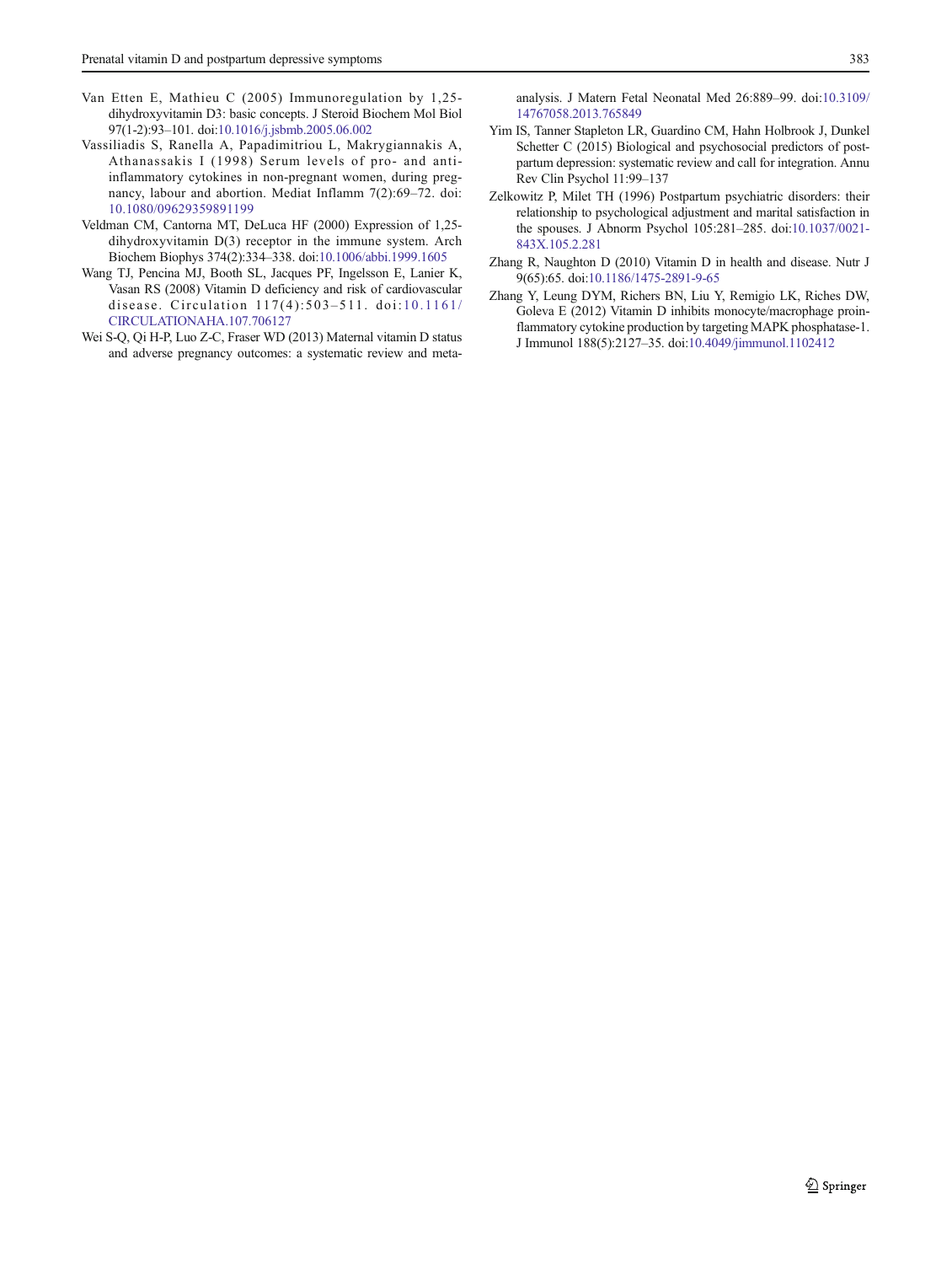Van Etten E, Mathieu C (2005) Immunoregulation by 1,25-dihydroxyvitamin D3: basic concepts. J Steroid Biochem Mol Biol 97(1-2):93–101. doi:10.1016/j.jsbmb.2005.06.002

Vassiliadis S, Ranella A, Papadimitriou L, Makrygiannakis A, Athanassakis I (1998) Serum levels of pro- and anti-inflammatory cytokines in non-pregnant women, during pregnancy, labour and abortion. Mediat Inflamm 7(2):69–72. doi:10.1080/09629359891199

Veldman CM, Cantorna MT, DeLuca HF (2000) Expression of 1,25-dihydroxyvitamin D(3) receptor in the immune system. Arch Biochem Biophys 374(2):334–338. doi:10.1006/abbi.1999.1605

Wang TJ, Pencina MJ, Booth SL, Jacques PF, Ingelsson E, Lanier K, Vasan RS (2008) Vitamin D deficiency and risk of cardiovascular disease. Circulation 117(4):503–511. doi:10.1161/CIRCULATIONAHA.107.706127

Wei S-Q, Qi H-P, Luo Z-C, Fraser WD (2013) Maternal vitamin D status and adverse pregnancy outcomes: a systematic review and meta-analysis. J Matern Fetal Neonatal Med 26:889–99. doi:10.3109/14767058.2013.765849

Yim IS, Tanner Stapleton LR, Guardino CM, Hahn Holbrook J, Dunkel Schetter C (2015) Biological and psychosocial predictors of postpartum depression: systematic review and call for integration. Annu Rev Clin Psychol 11:99–137

Zelkowitz P, Milet TH (1996) Postpartum psychiatric disorders: their relationship to psychological adjustment and marital satisfaction in the spouses. J Abnorm Psychol 105:281–285. doi:10.1037/0021-843X.105.2.281

Zhang R, Naughton D (2010) Vitamin D in health and disease. Nutr J 9(65):65. doi:10.1186/1475-2891-9-65

Zhang Y, Leung DYM, Richers BN, Liu Y, Remigio LK, Riches DW, Goleva E (2012) Vitamin D inhibits monocyte/macrophage proinflammatory cytokine production by targeting MAPK phosphatase-1. J Immunol 188(5):2127–35. doi:10.4049/jimmunol.1102412